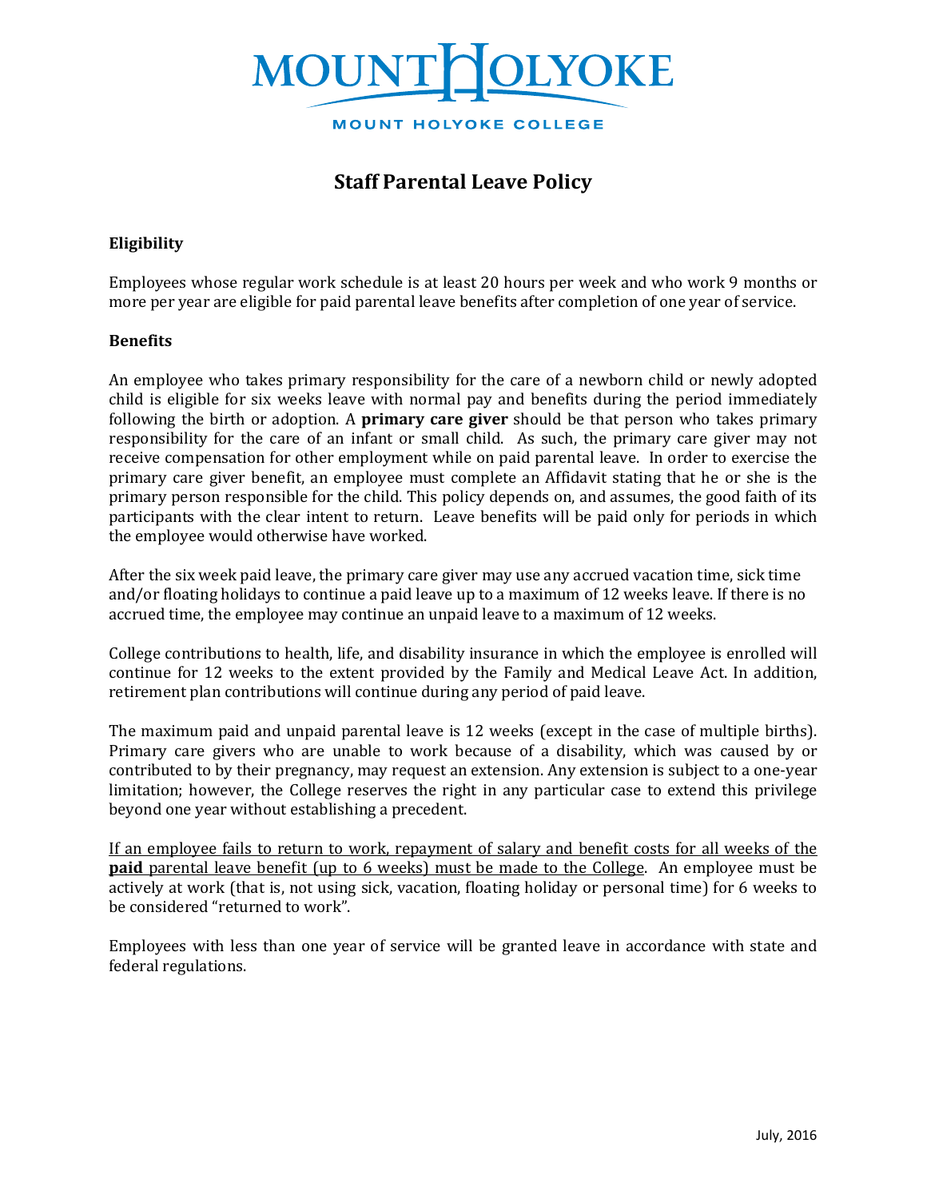MOUNT HOLYOKE

MOUNT HOLYOKE COLLEGE

# Staff Parental Leave Policy

### Eligibility

Employees whose regular work schedule is at least 20 hours per week and who work 9 months or more per year are eligible for paid parental leave benefits after completion of one year of service.

### Benefits

An employee who takes primary responsibility for the care of a newborn child or newly adopted child is eligible for six weeks leave with normal pay and benefits during the period immediately following the birth or adoption. A **primary care giver** should be that person who takes primary responsibility for the care of an infant or small child. As such, the primary care giver may not receive compensation for other employment while on paid parental leave. In order to exercise the primary care giver benefit, an employee must complete an Affidavit stating that he or she is the primary person responsible for the child. This policy depends on, and assumes, the good faith of its participants with the clear intent to return. Leave benefits will be paid only for periods in which the employee would otherwise have worked.

After the six week paid leave, the primary care giver may use any accrued vacation time, sick time and/or floating holidays to continue a paid leave up to a maximum of 12 weeks leave. If there is no accrued time, the employee may continue an unpaid leave to a maximum of 12 weeks.

College contributions to health, life, and disability insurance in which the employee is enrolled will continue for 12 weeks to the extent provided by the Family and Medical Leave Act. In addition, retirement plan contributions will continue during any period of paid leave.

The maximum paid and unpaid parental leave is 12 weeks (except in the case of multiple births). Primary care givers who are unable to work because of a disability, which was caused by or contributed to by their pregnancy, may request an extension. Any extension is subject to a one-year limitation; however, the College reserves the right in any particular case to extend this privilege beyond one year without establishing a precedent.

<u>If an employee fails to return to work, repayment of salary and benefit costs for all weeks of the **paid** parental leave benefit (up to 6 weeks) must be made to the College</u>. An employee must be actively at work (that is, not using sick, vacation, floating holiday or personal time) for 6 weeks to be considered "returned to work".

Employees with less than one year of service will be granted leave in accordance with state and federal regulations.

July, 2016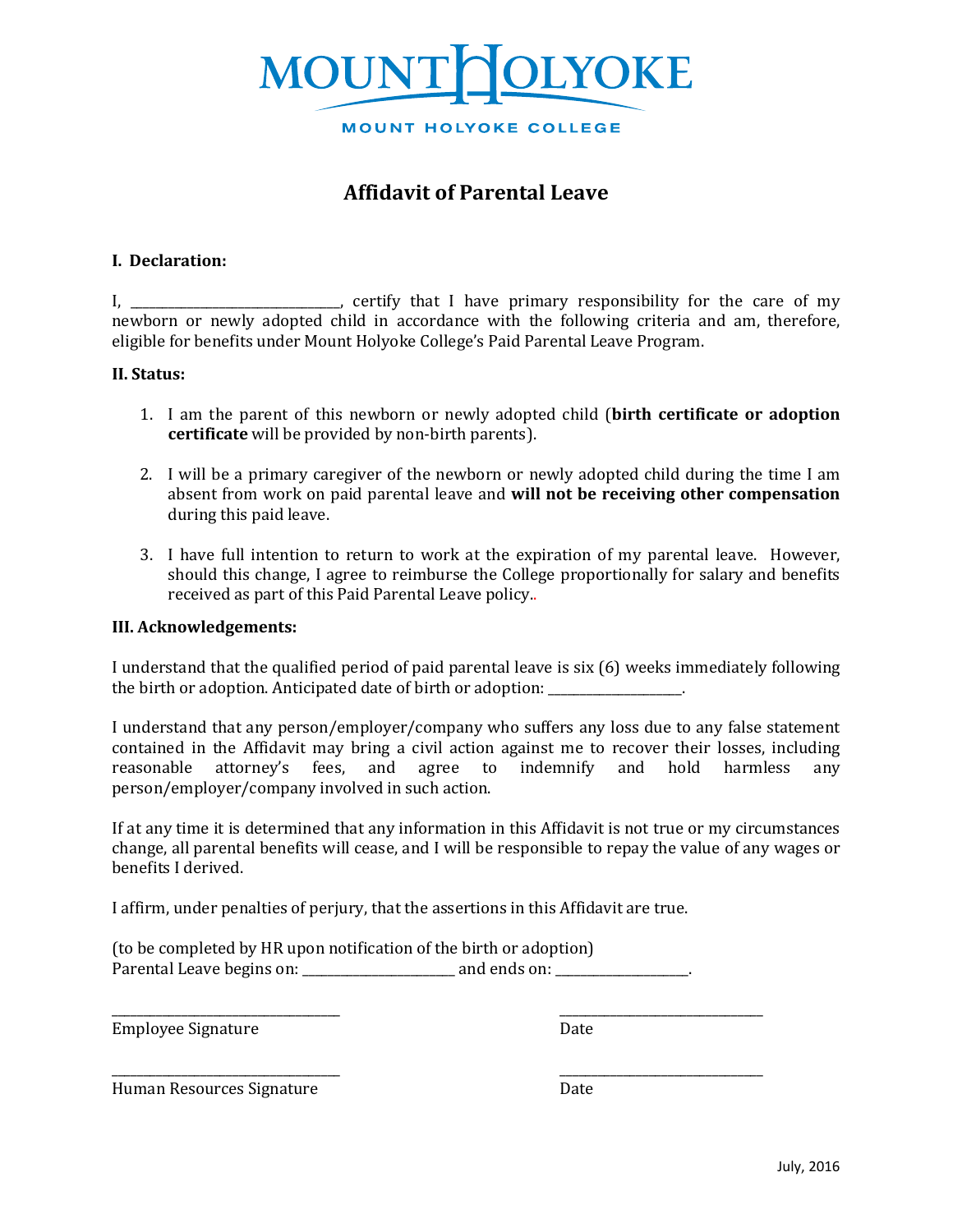MOUNT HOLYOKE

MOUNT HOLYOKE COLLEGE

# Affidavit of Parental Leave

**I. Declaration:**

I, ______________________________, certify that I have primary responsibility for the care of my newborn or newly adopted child in accordance with the following criteria and am, therefore, eligible for benefits under Mount Holyoke College's Paid Parental Leave Program.

**II. Status:**

1. I am the parent of this newborn or newly adopted child (**birth certificate or adoption certificate** will be provided by non-birth parents).

2. I will be a primary caregiver of the newborn or newly adopted child during the time I am absent from work on paid parental leave and **will not be receiving other compensation** during this paid leave.

3. I have full intention to return to work at the expiration of my parental leave. However, should this change, I agree to reimburse the College proportionally for salary and benefits received as part of this Paid Parental Leave policy..

**III. Acknowledgements:**

I understand that the qualified period of paid parental leave is six (6) weeks immediately following the birth or adoption. Anticipated date of birth or adoption: ___________________.

I understand that any person/employer/company who suffers any loss due to any false statement contained in the Affidavit may bring a civil action against me to recover their losses, including reasonable attorney's fees, and agree to indemnify and hold harmless any person/employer/company involved in such action.

If at any time it is determined that any information in this Affidavit is not true or my circumstances change, all parental benefits will cease, and I will be responsible to repay the value of any wages or benefits I derived.

I affirm, under penalties of perjury, that the assertions in this Affidavit are true.

(to be completed by HR upon notification of the birth or adoption)
Parental Leave begins on: ______________________ and ends on: ___________________.

________________________________ ____________________________
Employee Signature Date

________________________________ ____________________________
Human Resources Signature Date

July, 2016